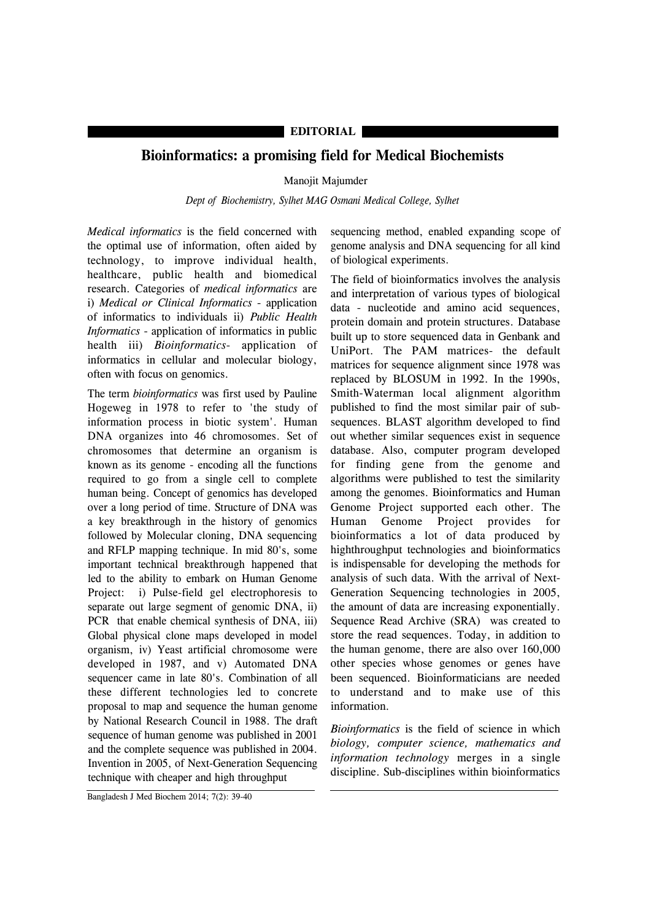**EDITORIAL**

# Bioinformatics: a promising field for Medical Biochemists

Manojit Majumder

*Dept of Biochemistry, Sylhet MAG Osmani Medical College, Sylhet*

*Medical informatics* is the field concerned with the optimal use of information, often aided by technology, to improve individual health, healthcare, public health and biomedical research. Categories of *medical informatics* are i) *Medical or Clinical Informatics* - application of informatics to individuals ii) *Public Health Informatics* - application of informatics in public health iii) *Bioinformatics*- application of informatics in cellular and molecular biology, often with focus on genomics.

The term *bioinformatics* was first used by Pauline Hogeweg in 1978 to refer to 'the study of information process in biotic system'. Human DNA organizes into 46 chromosomes. Set of chromosomes that determine an organism is known as its genome - encoding all the functions required to go from a single cell to complete human being. Concept of genomics has developed over a long period of time. Structure of DNA was a key breakthrough in the history of genomics followed by Molecular cloning, DNA sequencing and RFLP mapping technique. In mid 80's, some important technical breakthrough happened that led to the ability to embark on Human Genome Project: i) Pulse-field gel electrophoresis to separate out large segment of genomic DNA, ii) PCR that enable chemical synthesis of DNA, iii) Global physical clone maps developed in model organism, iv) Yeast artificial chromosome were developed in 1987, and v) Automated DNA sequencer came in late 80's. Combination of all these different technologies led to concrete proposal to map and sequence the human genome by National Research Council in 1988. The draft sequence of human genome was published in 2001 and the complete sequence was published in 2004. Invention in 2005, of Next-Generation Sequencing technique with cheaper and high throughput sequencing method, enabled expanding scope of genome analysis and DNA sequencing for all kind of biological experiments.

The field of bioinformatics involves the analysis and interpretation of various types of biological data - nucleotide and amino acid sequences, protein domain and protein structures. Database built up to store sequenced data in Genbank and UniPort. The PAM matrices- the default matrices for sequence alignment since 1978 was replaced by BLOSUM in 1992. In the 1990s, Smith-Waterman local alignment algorithm published to find the most similar pair of sub-sequences. BLAST algorithm developed to find out whether similar sequences exist in sequence database. Also, computer program developed for finding gene from the genome and algorithms were published to test the similarity among the genomes. Bioinformatics and Human Genome Project supported each other. The Human Genome Project provides for bioinformatics a lot of data produced by highthroughput technologies and bioinformatics is indispensable for developing the methods for analysis of such data. With the arrival of Next-Generation Sequencing technologies in 2005, the amount of data are increasing exponentially. Sequence Read Archive (SRA) was created to store the read sequences. Today, in addition to the human genome, there are also over 160,000 other species whose genomes or genes have been sequenced. Bioinformaticians are needed to understand and to make use of this information.

*Bioinformatics* is the field of science in which *biology, computer science, mathematics and information technology* merges in a single discipline. Sub-disciplines within bioinformatics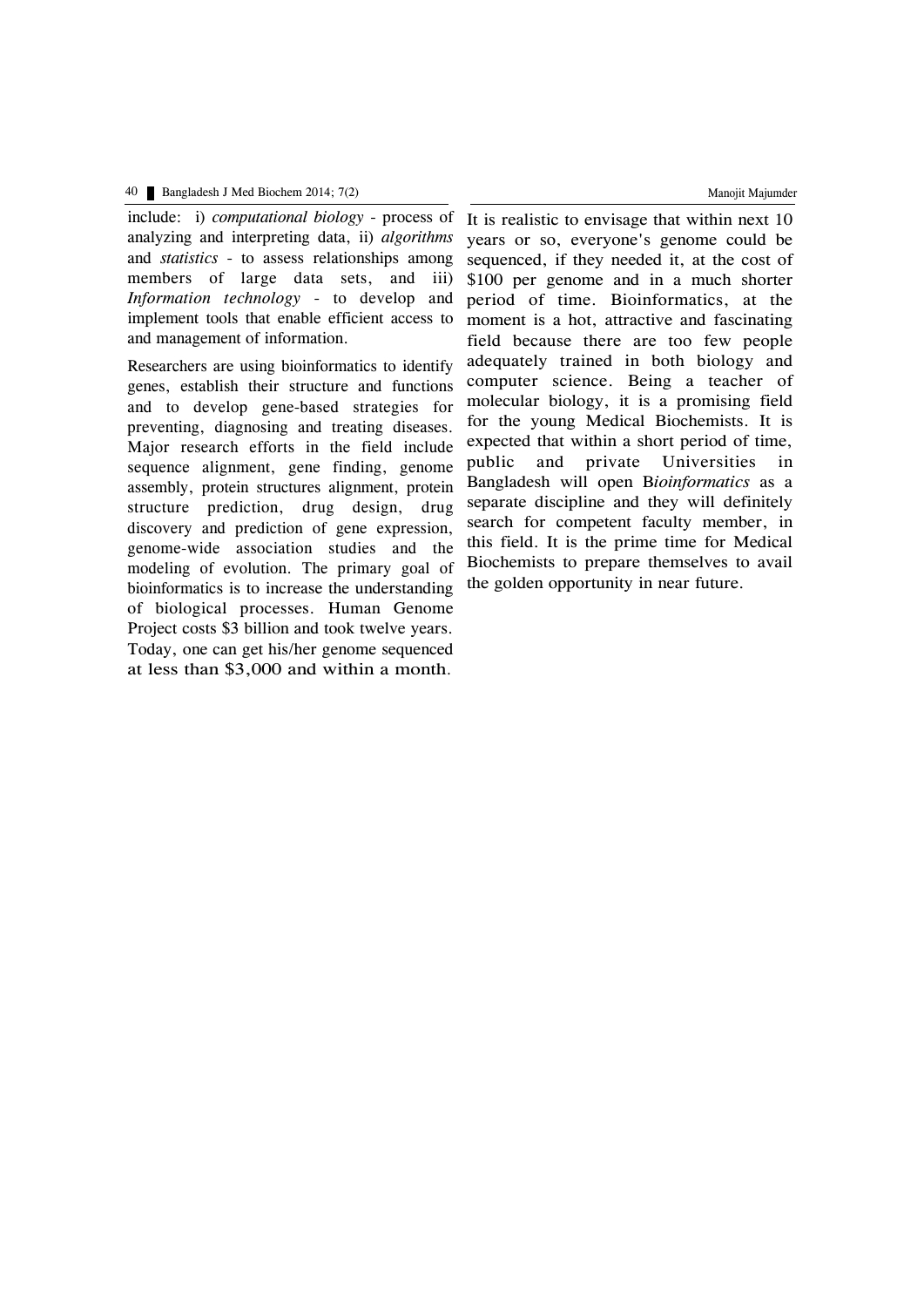include: i) *computational biology* - process of analyzing and interpreting data, ii) *algorithms* and *statistics* - to assess relationships among members of large data sets, and iii) *Information technology* - to develop and implement tools that enable efficient access to and management of information.

Researchers are using bioinformatics to identify genes, establish their structure and functions and to develop gene-based strategies for preventing, diagnosing and treating diseases. Major research efforts in the field include sequence alignment, gene finding, genome assembly, protein structures alignment, protein structure prediction, drug design, drug discovery and prediction of gene expression, genome-wide association studies and the modeling of evolution. The primary goal of bioinformatics is to increase the understanding of biological processes. Human Genome Project costs $3 billion and took twelve years. Today, one can get his/her genome sequenced at less than $3,000 and within a month. It is realistic to envisage that within next 10 years or so, everyone's genome could be sequenced, if they needed it, at the cost of $100 per genome and in a much shorter period of time. Bioinformatics, at the moment is a hot, attractive and fascinating field because there are too few people adequately trained in both biology and computer science. Being a teacher of molecular biology, it is a promising field for the young Medical Biochemists. It is expected that within a short period of time, public and private Universities in Bangladesh will open B*ioinformatics* as a separate discipline and they will definitely search for competent faculty member, in this field. It is the prime time for Medical Biochemists to prepare themselves to avail the golden opportunity in near future.